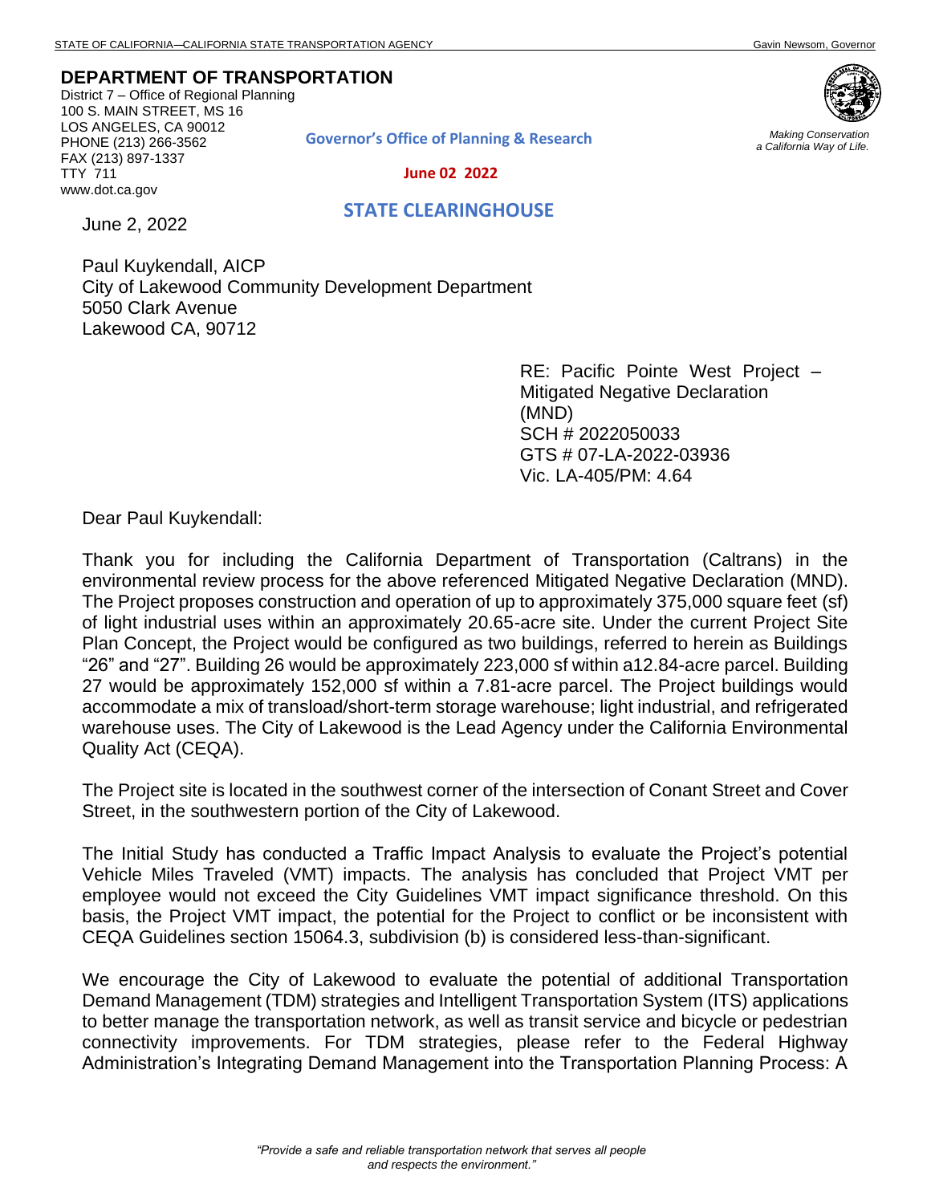STATE OF CALIFORNIA—CALIFORNIA STATE TRANSPORTATION AGENCY Gavin Newsom, Governor

**DEPARTMENT OF TRANSPORTATION**
District 7 – Office of Regional Planning
100 S. MAIN STREET, MS 16
LOS ANGELES, CA 90012
PHONE (213) 266-3562
FAX (213) 897-1337
TTY 711
www.dot.ca.gov

*Making Conservation a California Way of Life.*

**Governor's Office of Planning & Research**

**June 02 2022**

**STATE CLEARINGHOUSE**

June 2, 2022

Paul Kuykendall, AICP
City of Lakewood Community Development Department
5050 Clark Avenue
Lakewood CA, 90712

RE: Pacific Pointe West Project – Mitigated Negative Declaration (MND)
SCH # 2022050033
GTS # 07-LA-2022-03936
Vic. LA-405/PM: 4.64

Dear Paul Kuykendall:

Thank you for including the California Department of Transportation (Caltrans) in the environmental review process for the above referenced Mitigated Negative Declaration (MND). The Project proposes construction and operation of up to approximately 375,000 square feet (sf) of light industrial uses within an approximately 20.65-acre site. Under the current Project Site Plan Concept, the Project would be configured as two buildings, referred to herein as Buildings "26" and "27". Building 26 would be approximately 223,000 sf within a12.84-acre parcel. Building 27 would be approximately 152,000 sf within a 7.81-acre parcel. The Project buildings would accommodate a mix of transload/short-term storage warehouse; light industrial, and refrigerated warehouse uses. The City of Lakewood is the Lead Agency under the California Environmental Quality Act (CEQA).

The Project site is located in the southwest corner of the intersection of Conant Street and Cover Street, in the southwestern portion of the City of Lakewood.

The Initial Study has conducted a Traffic Impact Analysis to evaluate the Project's potential Vehicle Miles Traveled (VMT) impacts. The analysis has concluded that Project VMT per employee would not exceed the City Guidelines VMT impact significance threshold. On this basis, the Project VMT impact, the potential for the Project to conflict or be inconsistent with CEQA Guidelines section 15064.3, subdivision (b) is considered less-than-significant.

We encourage the City of Lakewood to evaluate the potential of additional Transportation Demand Management (TDM) strategies and Intelligent Transportation System (ITS) applications to better manage the transportation network, as well as transit service and bicycle or pedestrian connectivity improvements. For TDM strategies, please refer to the Federal Highway Administration's Integrating Demand Management into the Transportation Planning Process: A

*"Provide a safe and reliable transportation network that serves all people and respects the environment."*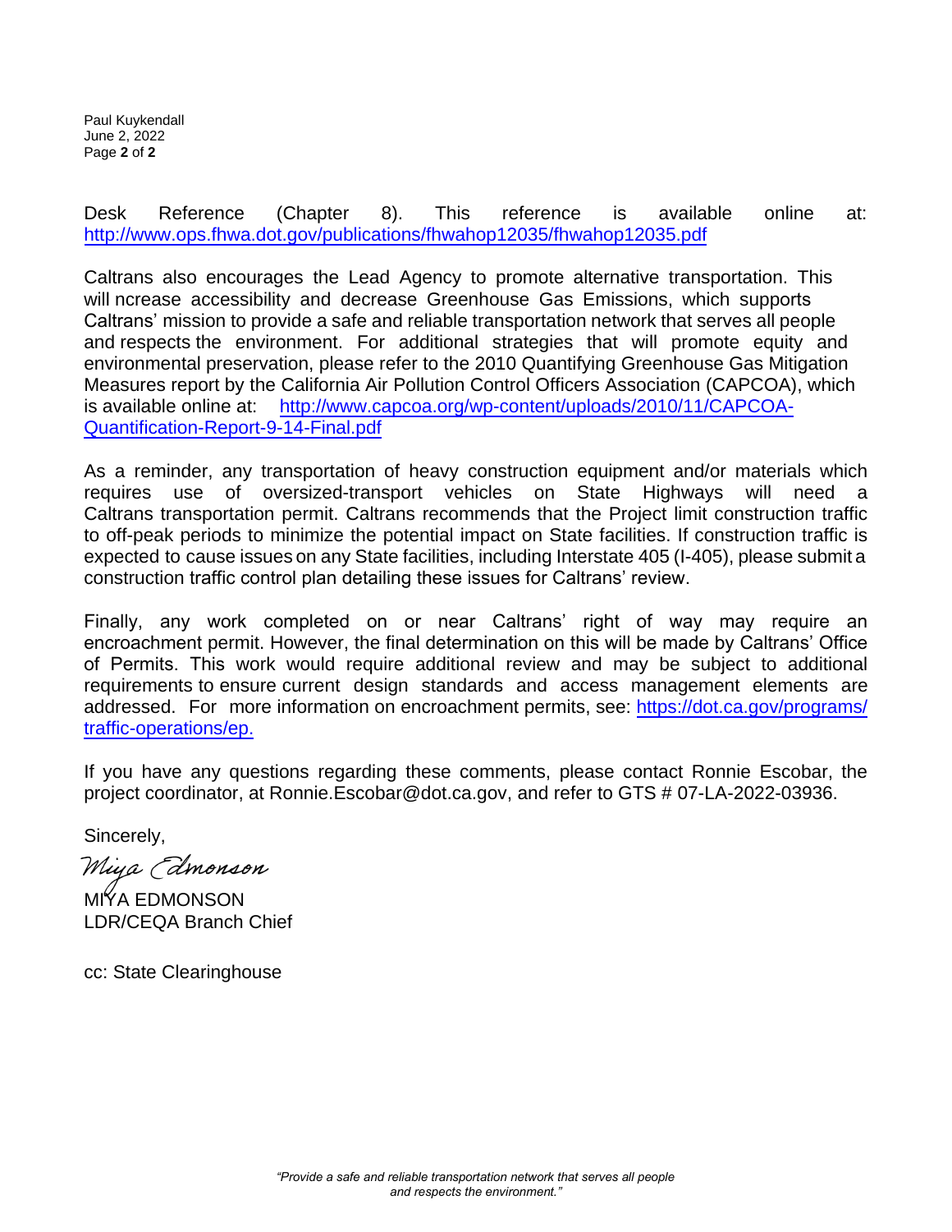Desk Reference (Chapter 8). This reference is available online at: http://www.ops.fhwa.dot.gov/publications/fhwahop12035/fhwahop12035.pdf

Caltrans also encourages the Lead Agency to promote alternative transportation. This will ncrease accessibility and decrease Greenhouse Gas Emissions, which supports Caltrans' mission to provide a safe and reliable transportation network that serves all people and respects the environment. For additional strategies that will promote equity and environmental preservation, please refer to the 2010 Quantifying Greenhouse Gas Mitigation Measures report by the California Air Pollution Control Officers Association (CAPCOA), which is available online at: http://www.capcoa.org/wp-content/uploads/2010/11/CAPCOA-Quantification-Report-9-14-Final.pdf

As a reminder, any transportation of heavy construction equipment and/or materials which requires use of oversized-transport vehicles on State Highways will need a Caltrans transportation permit. Caltrans recommends that the Project limit construction traffic to off-peak periods to minimize the potential impact on State facilities. If construction traffic is expected to cause issues on any State facilities, including Interstate 405 (I-405), please submit a construction traffic control plan detailing these issues for Caltrans' review.

Finally, any work completed on or near Caltrans' right of way may require an encroachment permit. However, the final determination on this will be made by Caltrans' Office of Permits. This work would require additional review and may be subject to additional requirements to ensure current design standards and access management elements are addressed. For more information on encroachment permits, see: https://dot.ca.gov/programs/traffic-operations/ep.

If you have any questions regarding these comments, please contact Ronnie Escobar, the project coordinator, at Ronnie.Escobar@dot.ca.gov, and refer to GTS # 07-LA-2022-03936.

Sincerely,

*Miya Edmonson*

MIYA EDMONSON
LDR/CEQA Branch Chief

cc: State Clearinghouse

*"Provide a safe and reliable transportation network that serves all people and respects the environment."*